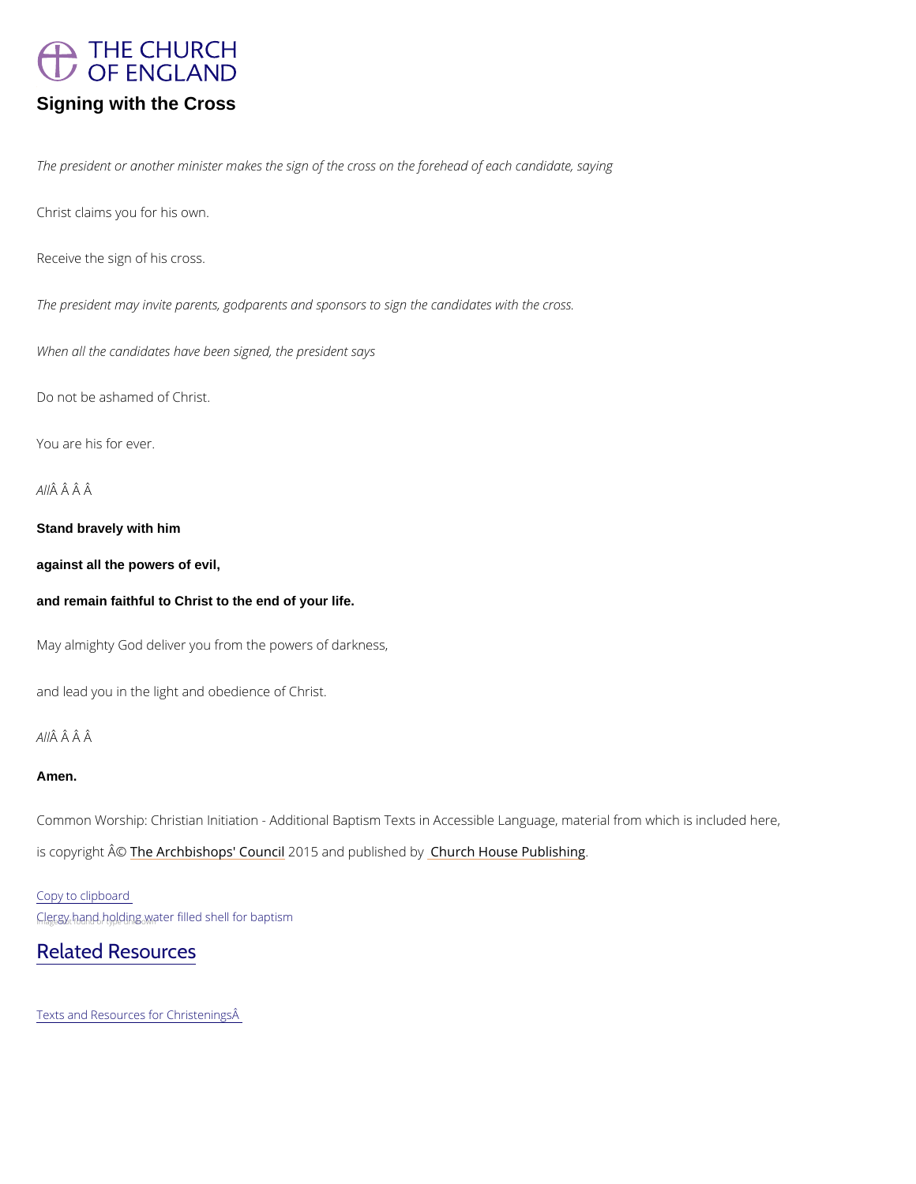THE CHURCH OF ENGLAND

# Signing with the Cross

*The president or another minister makes the sign of the cross on the forehead of each candidate, saying*

Christ claims you for his own.

Receive the sign of his cross.

*The president may invite parents, godparents and sponsors to sign the candidates with the cross.*

*When all the candidates have been signed, the president says*

Do not be ashamed of Christ.

You are his for ever.

*All*Â Â Â Â

**Stand bravely with him**

**against all the powers of evil,**

**and remain faithful to Christ to the end of your life.**

May almighty God deliver you from the powers of darkness,

and lead you in the light and obedience of Christ.

*All*Â Â Â Â

**Amen.**

Common Worship: Christian Initiation - Additional Baptism Texts in Accessible Language, material from which is included here, is copyright Â© The Archbishops' Council 2015 and published by Church House Publishing.

Copy to clipboard

Clergy hand holding water filled shell for baptism

## Related Resources

Texts and Resources for ChristeningsÂ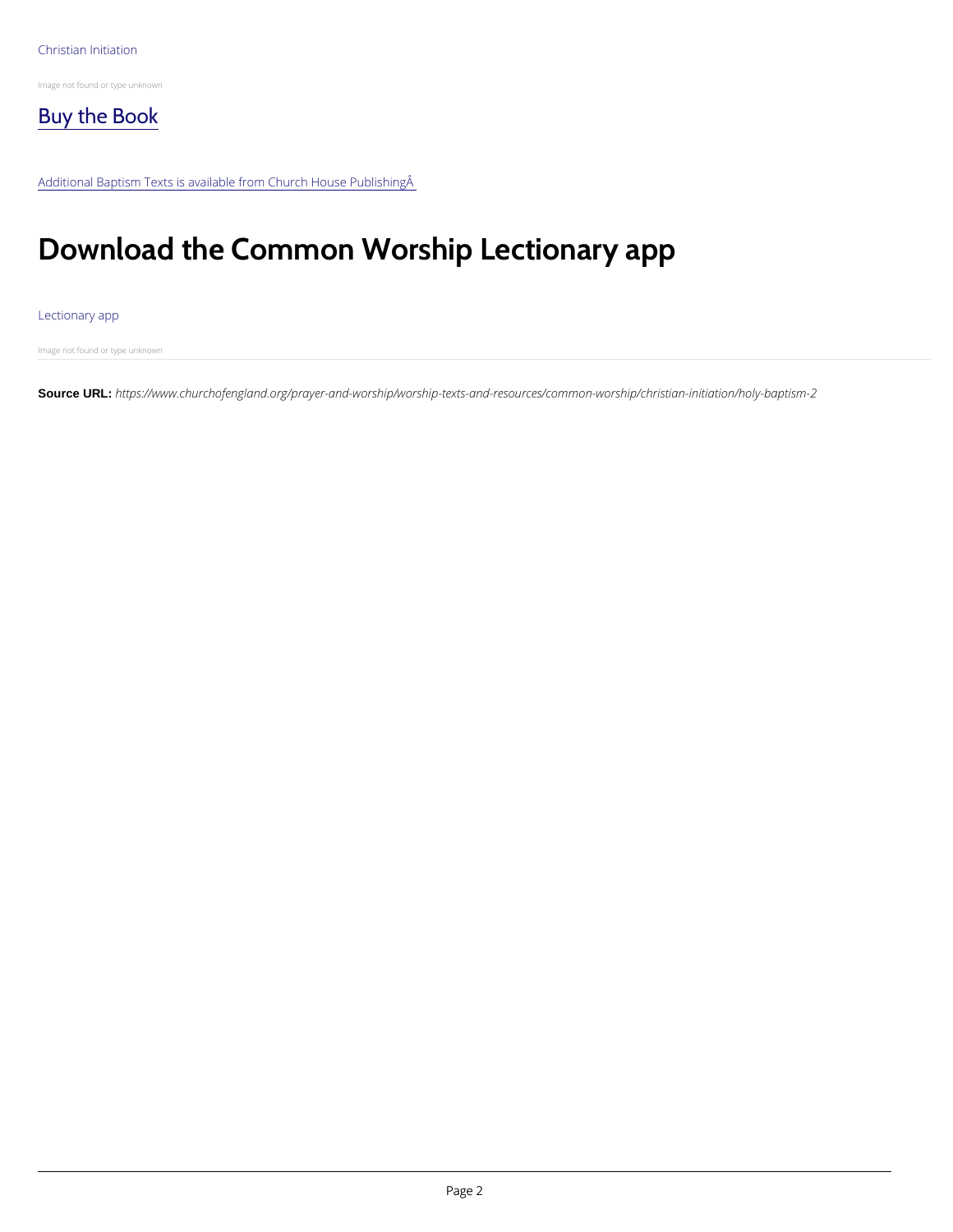Christian Initiation

Image not found or type unknown

## Buy the Book

Additional Baptism Texts is available from Church House PublishingÂ 

# Download the Common Worship Lectionary app

Lectionary app

Image not found or type unknown

**Source URL:** *https://www.churchofengland.org/prayer-and-worship/worship-texts-and-resources/common-worship/christian-initiation/holy-baptism-2*